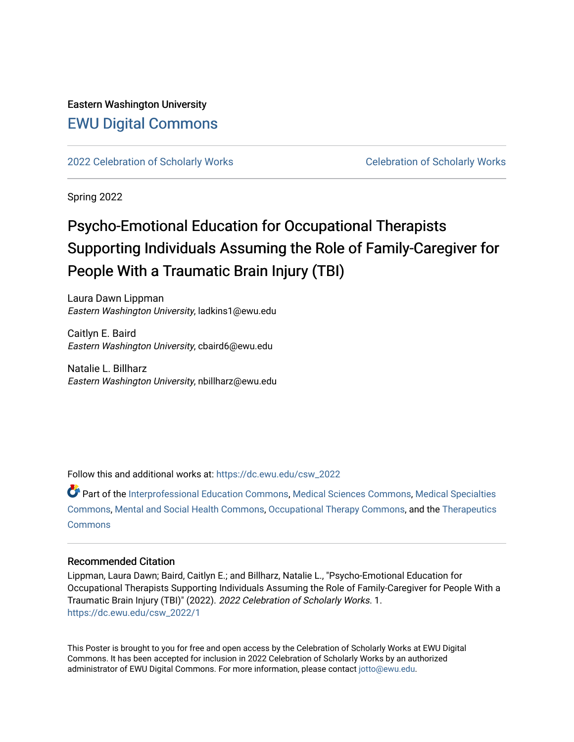Eastern Washington University

## EWU Digital Commons

2022 Celebration of Scholarly Works | Celebration of Scholarly Works

Spring 2022

# Psycho-Emotional Education for Occupational Therapists Supporting Individuals Assuming the Role of Family-Caregiver for People With a Traumatic Brain Injury (TBI)

Laura Dawn Lippman
*Eastern Washington University*, ladkins1@ewu.edu

Caitlyn E. Baird
*Eastern Washington University*, cbaird6@ewu.edu

Natalie L. Billharz
*Eastern Washington University*, nbillharz@ewu.edu

Follow this and additional works at: https://dc.ewu.edu/csw_2022

Part of the Interprofessional Education Commons, Medical Sciences Commons, Medical Specialties Commons, Mental and Social Health Commons, Occupational Therapy Commons, and the Therapeutics Commons

### Recommended Citation

Lippman, Laura Dawn; Baird, Caitlyn E.; and Billharz, Natalie L., "Psycho-Emotional Education for Occupational Therapists Supporting Individuals Assuming the Role of Family-Caregiver for People With a Traumatic Brain Injury (TBI)" (2022). *2022 Celebration of Scholarly Works*. 1.
https://dc.ewu.edu/csw_2022/1

This Poster is brought to you for free and open access by the Celebration of Scholarly Works at EWU Digital Commons. It has been accepted for inclusion in 2022 Celebration of Scholarly Works by an authorized administrator of EWU Digital Commons. For more information, please contact jotto@ewu.edu.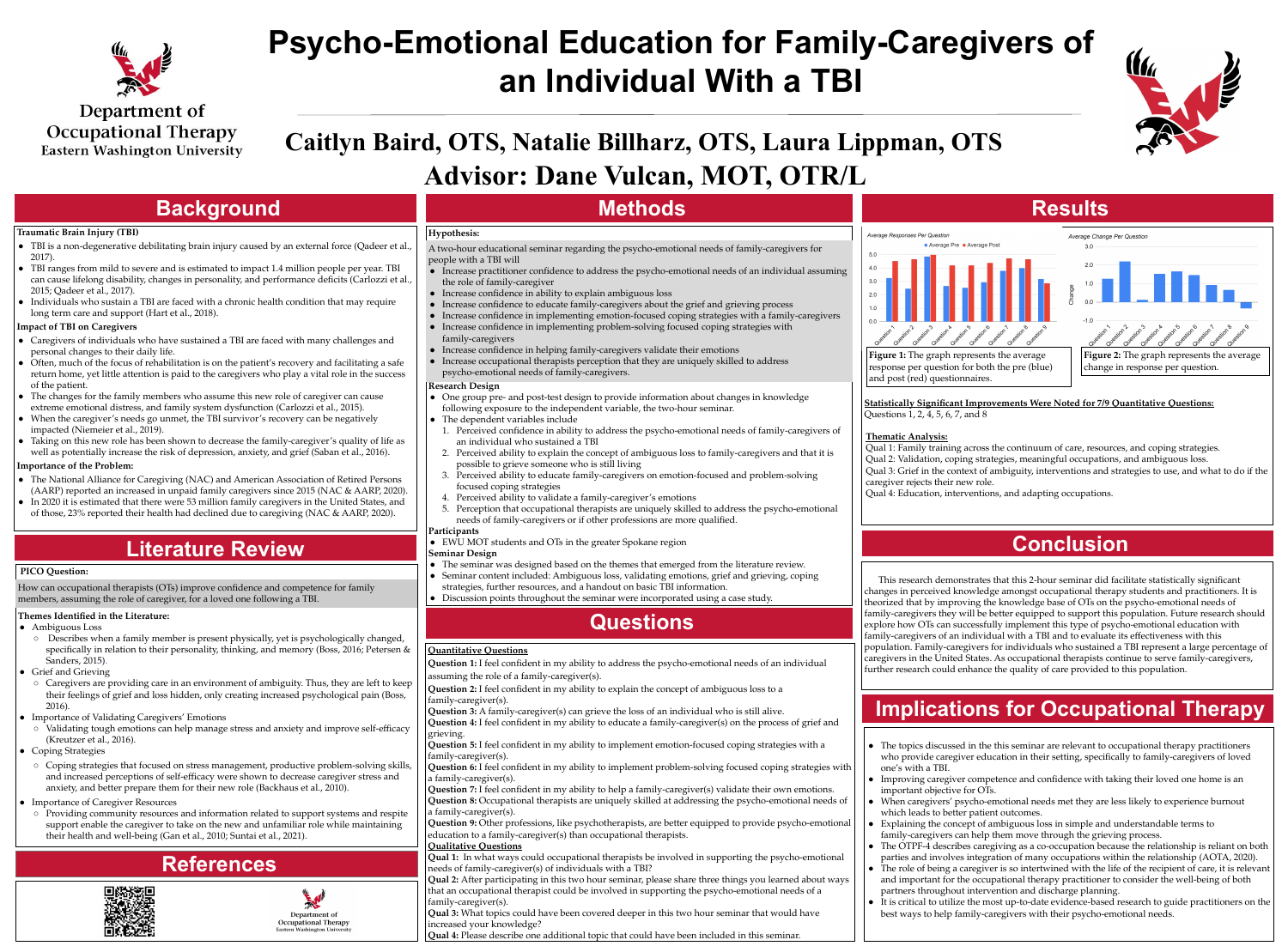# Psycho-Emotional Education for Family-Caregivers of an Individual With a TBI

Department of Occupational Therapy
Eastern Washington University

**Caitlyn Baird, OTS, Natalie Billharz, OTS, Laura Lippman, OTS**
**Advisor: Dane Vulcan, MOT, OTR/L**

## Background

**Traumatic Brain Injury (TBI)**

- TBI is a non-degenerative debilitating brain injury caused by an external force (Qadeer et al., 2017).
- TBI ranges from mild to severe and is estimated to impact 1.4 million people per year. TBI can cause lifelong disability, changes in personality, and performance deficits (Carlozzi et al., 2015; Qadeer et al., 2017).
- Individuals who sustain a TBI are faced with a chronic health condition that may require long term care and support (Hart et al., 2018).

**Impact of TBI on Caregivers**

- Caregivers of individuals who have sustained a TBI are faced with many challenges and personal changes to their daily life.
- Often, much of the focus of rehabilitation is on the patient's recovery and facilitating a safe return home, yet little attention is paid to the caregivers who play a vital role in the success of the patient.
- The changes for the family members who assume this new role of caregiver can cause extreme emotional distress, and family system dysfunction (Carlozzi et al., 2015).
- When the caregiver's needs go unmet, the TBI survivor's recovery can be negatively impacted (Niemeier et al., 2019).
- Taking on this new role has been shown to decrease the family-caregiver's quality of life as well as potentially increase the risk of depression, anxiety, and grief (Saban et al., 2016).

**Importance of the Problem:**

- The National Alliance for Caregiving (NAC) and American Association of Retired Persons (AARP) reported an increased in unpaid family caregivers since 2015 (NAC & AARP, 2020).
- In 2020 it is estimated that there were 53 million family caregivers in the United States, and of those, 23% reported their health had declined due to caregiving (NAC & AARP, 2020).

## Literature Review

**PICO Question:**

How can occupational therapists (OTs) improve confidence and competence for family members, assuming the role of caregiver, for a loved one following a TBI.

**Themes Identified in the Literature:**

- Ambiguous Loss
  - Describes when a family member is present physically, yet is psychologically changed, specifically in relation to their personality, thinking, and memory (Boss, 2016; Petersen & Sanders, 2015).
- Grief and Grieving
  - Caregivers are providing care in an environment of ambiguity. Thus, they are left to keep their feelings of grief and loss hidden, only creating increased psychological pain (Boss, 2016).
- Importance of Validating Caregivers' Emotions
  - Validating tough emotions can help manage stress and anxiety and improve self-efficacy (Kreutzer et al., 2016).
- Coping Strategies
  - Coping strategies that focused on stress management, productive problem-solving skills, and increased perceptions of self-efficacy were shown to decrease caregiver stress and anxiety, and better prepare them for their new role (Backhaus et al., 2010).
- Importance of Caregiver Resources
  - Providing community resources and information related to support systems and respite support enable the caregiver to take on the new and unfamiliar role while maintaining their health and well-being (Gan et al., 2010; Suntai et al., 2021).

## References

Department of Occupational Therapy
Eastern Washington University

## Methods

**Hypothesis:**

A two-hour educational seminar regarding the psycho-emotional needs of family-caregivers for people with a TBI will

- Increase practitioner confidence to address the psycho-emotional needs of an individual assuming the role of family-caregiver
- Increase confidence in ability to explain ambiguous loss
- Increase confidence to educate family-caregivers about the grief and grieving process
- Increase confidence in implementing emotion-focused coping strategies with a family-caregivers
- Increase confidence in implementing problem-solving focused coping strategies with family-caregivers
- Increase confidence in helping family-caregivers validate their emotions
- Increase occupational therapists perception that they are uniquely skilled to address psycho-emotional needs of family-caregivers.

**Research Design**

- One group pre- and post-test design to provide information about changes in knowledge following exposure to the independent variable, the two-hour seminar.
- The dependent variables include
  1. Perceived confidence in ability to address the psycho-emotional needs of family-caregivers of an individual who sustained a TBI
  2. Perceived ability to explain the concept of ambiguous loss to family-caregivers and that it is possible to grieve someone who is still living
  3. Perceived ability to educate family-caregivers on emotion-focused and problem-solving focused coping strategies
  4. Perceived ability to validate a family-caregiver's emotions
  5. Perception that occupational therapists are uniquely skilled to address the psycho-emotional needs of family-caregivers or if other professions are more qualified.

**Participants**

- EWU MOT students and OTs in the greater Spokane region

**Seminar Design**

- The seminar was designed based on the themes that emerged from the literature review.
- Seminar content included: Ambiguous loss, validating emotions, grief and grieving, coping strategies, further resources, and a handout on basic TBI information.
- Discussion points throughout the seminar were incorporated using a case study.

## Questions

**Quantitative Questions**

**Question 1:** I feel confident in my ability to address the psycho-emotional needs of an individual assuming the role of a family-caregiver(s).

**Question 2:** I feel confident in my ability to explain the concept of ambiguous loss to a family-caregiver(s).

**Question 3:** A family-caregiver(s) can grieve the loss of an individual who is still alive.

**Question 4:** I feel confident in my ability to educate a family-caregiver(s) on the process of grief and grieving.

**Question 5:** I feel confident in my ability to implement emotion-focused coping strategies with a family-caregiver(s).

**Question 6:** I feel confident in my ability to implement problem-solving focused coping strategies with a family-caregiver(s).

**Question 7:** I feel confident in my ability to help a family-caregiver(s) validate their own emotions.

**Question 8:** Occupational therapists are uniquely skilled at addressing the psycho-emotional needs of a family-caregiver(s).

**Question 9:** Other professions, like psychotherapists, are better equipped to provide psycho-emotional education to a family-caregiver(s) than occupational therapists.

**Qualitative Questions**

**Qual 1:** In what ways could occupational therapists be involved in supporting the psycho-emotional needs of family-caregiver(s) of individuals with a TBI?

**Qual 2:** After participating in this two hour seminar, please share three things you learned about ways that an occupational therapist could be involved in supporting the psycho-emotional needs of a family-caregiver(s).

**Qual 3:** What topics could have been covered deeper in this two hour seminar that would have increased your knowledge?

**Qual 4:** Please describe one additional topic that could have been included in this seminar.

## Results

Average Responses Per Question

Average Pre · Average Post

5.0
4.0
3.0
2.0
1.0
0.0

Question 1 · Question 2 · Question 3 · Question 4 · Question 5 · Question 6 · Question 7 · Question 8 · Question 9

**Figure 1:** The graph represents the average response per question for both the pre (blue) and post (red) questionnaires.

Average Change Per Question

3.0
2.0
1.0
0.0
-1.0

Change

Question 1 · Question 2 · Question 3 · Question 4 · Question 5 · Question 6 · Question 7 · Question 8 · Question 9

**Figure 2:** The graph represents the average change in response per question.

**Statistically Significant Improvements Were Noted for 7/9 Quantitative Questions:**
Questions 1, 2, 4, 5, 6, 7, and 8

**Thematic Analysis:**

Qual 1: Family training across the continuum of care, resources, and coping strategies.
Qual 2: Validation, coping strategies, meaningful occupations, and ambiguous loss.
Qual 3: Grief in the context of ambiguity, interventions and strategies to use, and what to do if the caregiver rejects their new role.
Qual 4: Education, interventions, and adapting occupations.

## Conclusion

This research demonstrates that this 2-hour seminar did facilitate statistically significant changes in perceived knowledge amongst occupational therapy students and practitioners. It is theorized that by improving the knowledge base of OTs on the psycho-emotional needs of family-caregivers they will be better equipped to support this population. Future research should explore how OTs can successfully implement this type of psycho-emotional education with family-caregivers of an individual with a TBI and to evaluate its effectiveness with this population. Family-caregivers for individuals who sustained a TBI represent a large percentage of caregivers in the United States. As occupational therapists continue to serve family-caregivers, further research could enhance the quality of care provided to this population.

## Implications for Occupational Therapy

- The topics discussed in the this seminar are relevant to occupational therapy practitioners who provide caregiver education in their setting, specifically to family-caregivers of loved one's with a TBI.
- Improving caregiver competence and confidence with taking their loved one home is an important objective for OTs.
- When caregivers' psycho-emotional needs met they are less likely to experience burnout which leads to better patient outcomes.
- Explaining the concept of ambiguous loss in simple and understandable terms to family-caregivers can help them move through the grieving process.
- The OTPF-4 describes caregiving as a co-occupation because the relationship is reliant on both parties and involves integration of many occupations within the relationship (AOTA, 2020).
- The role of being a caregiver is so intertwined with the life of the recipient of care, it is relevant and important for the occupational therapy practitioner to consider the well-being of both partners throughout intervention and discharge planning.
- It is critical to utilize the most up-to-date evidence-based research to guide practitioners on the best ways to help family-caregivers with their psycho-emotional needs.